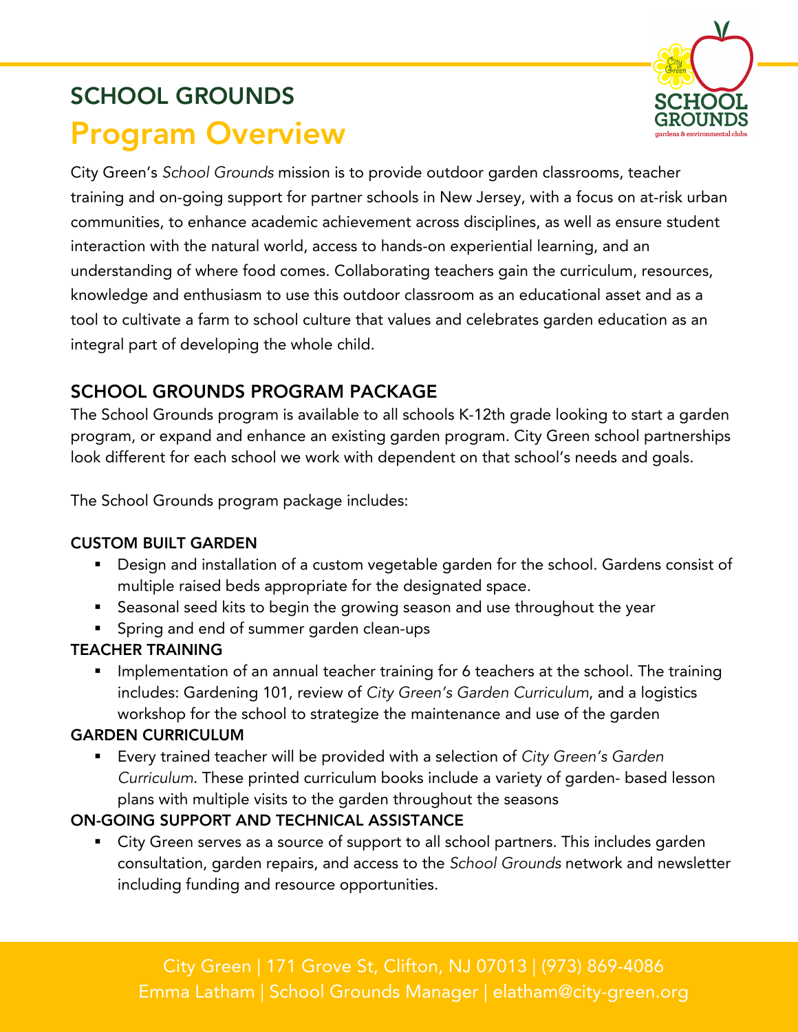# SCHOOL GROUNDS

## Program Overview

City Green's *School Grounds* mission is to provide outdoor garden classrooms, teacher training and on-going support for partner schools in New Jersey, with a focus on at-risk urban communities, to enhance academic achievement across disciplines, as well as ensure student interaction with the natural world, access to hands-on experiential learning, and an understanding of where food comes. Collaborating teachers gain the curriculum, resources, knowledge and enthusiasm to use this outdoor classroom as an educational asset and as a tool to cultivate a farm to school culture that values and celebrates garden education as an integral part of developing the whole child.

### SCHOOL GROUNDS PROGRAM PACKAGE

The School Grounds program is available to all schools K-12th grade looking to start a garden program, or expand and enhance an existing garden program. City Green school partnerships look different for each school we work with dependent on that school's needs and goals.

The School Grounds program package includes:

**CUSTOM BUILT GARDEN**

- Design and installation of a custom vegetable garden for the school. Gardens consist of multiple raised beds appropriate for the designated space.
- Seasonal seed kits to begin the growing season and use throughout the year
- Spring and end of summer garden clean-ups

**TEACHER TRAINING**

- Implementation of an annual teacher training for 6 teachers at the school. The training includes: Gardening 101, review of *City Green's Garden Curriculum*, and a logistics workshop for the school to strategize the maintenance and use of the garden

**GARDEN CURRICULUM**

- Every trained teacher will be provided with a selection of *City Green's Garden Curriculum*. These printed curriculum books include a variety of garden- based lesson plans with multiple visits to the garden throughout the seasons

**ON-GOING SUPPORT AND TECHNICAL ASSISTANCE**

- City Green serves as a source of support to all school partners. This includes garden consultation, garden repairs, and access to the *School Grounds* network and newsletter including funding and resource opportunities.

City Green | 171 Grove St, Clifton, NJ 07013 | (973) 869-4086
Emma Latham | School Grounds Manager | elatham@city-green.org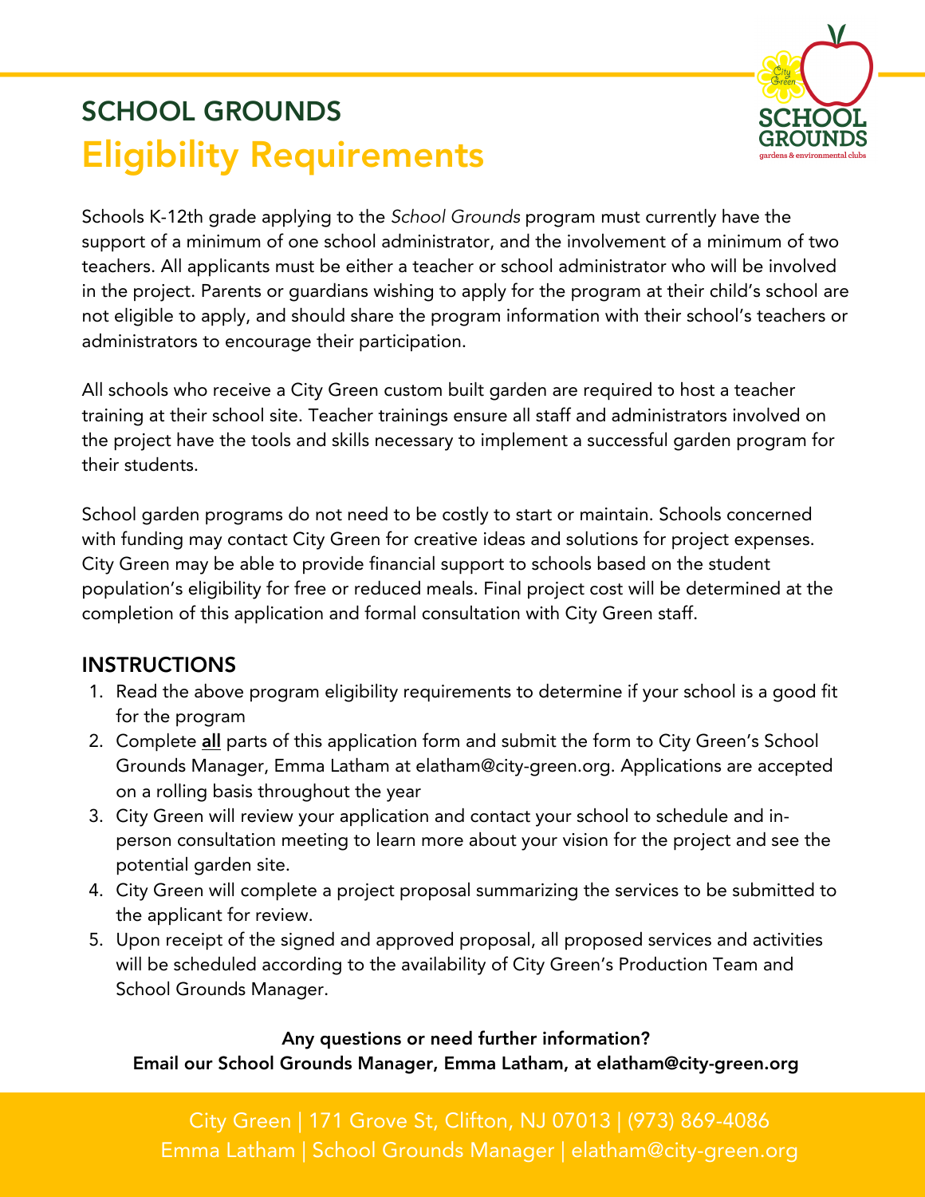## SCHOOL GROUNDS

# Eligibility Requirements

Schools K-12th grade applying to the *School Grounds* program must currently have the support of a minimum of one school administrator, and the involvement of a minimum of two teachers. All applicants must be either a teacher or school administrator who will be involved in the project. Parents or guardians wishing to apply for the program at their child's school are not eligible to apply, and should share the program information with their school's teachers or administrators to encourage their participation.

All schools who receive a City Green custom built garden are required to host a teacher training at their school site. Teacher trainings ensure all staff and administrators involved on the project have the tools and skills necessary to implement a successful garden program for their students.

School garden programs do not need to be costly to start or maintain. Schools concerned with funding may contact City Green for creative ideas and solutions for project expenses. City Green may be able to provide financial support to schools based on the student population's eligibility for free or reduced meals. Final project cost will be determined at the completion of this application and formal consultation with City Green staff.

## INSTRUCTIONS

1. Read the above program eligibility requirements to determine if your school is a good fit for the program
2. Complete **all** parts of this application form and submit the form to City Green's School Grounds Manager, Emma Latham at elatham@city-green.org. Applications are accepted on a rolling basis throughout the year
3. City Green will review your application and contact your school to schedule and in-person consultation meeting to learn more about your vision for the project and see the potential garden site.
4. City Green will complete a project proposal summarizing the services to be submitted to the applicant for review.
5. Upon receipt of the signed and approved proposal, all proposed services and activities will be scheduled according to the availability of City Green's Production Team and School Grounds Manager.

**Any questions or need further information?**
**Email our School Grounds Manager, Emma Latham, at elatham@city-green.org**

City Green | 171 Grove St, Clifton, NJ 07013 | (973) 869-4086
Emma Latham | School Grounds Manager | elatham@city-green.org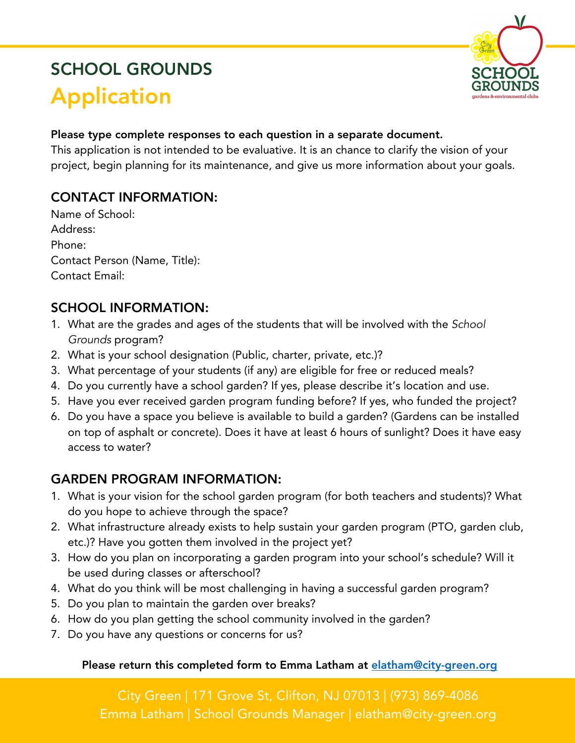# SCHOOL GROUNDS

## Application

**Please type complete responses to each question in a separate document.**
This application is not intended to be evaluative. It is an chance to clarify the vision of your project, begin planning for its maintenance, and give us more information about your goals.

### CONTACT INFORMATION:

Name of School:
Address:
Phone:
Contact Person (Name, Title):
Contact Email:

### SCHOOL INFORMATION:

1. What are the grades and ages of the students that will be involved with the *School Grounds* program?
2. What is your school designation (Public, charter, private, etc.)?
3. What percentage of your students (if any) are eligible for free or reduced meals?
4. Do you currently have a school garden? If yes, please describe it's location and use.
5. Have you ever received garden program funding before? If yes, who funded the project?
6. Do you have a space you believe is available to build a garden? (Gardens can be installed on top of asphalt or concrete). Does it have at least 6 hours of sunlight? Does it have easy access to water?

### GARDEN PROGRAM INFORMATION:

1. What is your vision for the school garden program (for both teachers and students)? What do you hope to achieve through the space?
2. What infrastructure already exists to help sustain your garden program (PTO, garden club, etc.)? Have you gotten them involved in the project yet?
3. How do you plan on incorporating a garden program into your school's schedule? Will it be used during classes or afterschool?
4. What do you think will be most challenging in having a successful garden program?
5. Do you plan to maintain the garden over breaks?
6. How do you plan getting the school community involved in the garden?
7. Do you have any questions or concerns for us?

**Please return this completed form to Emma Latham at [elatham@city-green.org](mailto:elatham@city-green.org)**

City Green | 171 Grove St, Clifton, NJ 07013 | (973) 869-4086
Emma Latham | School Grounds Manager | elatham@city-green.org